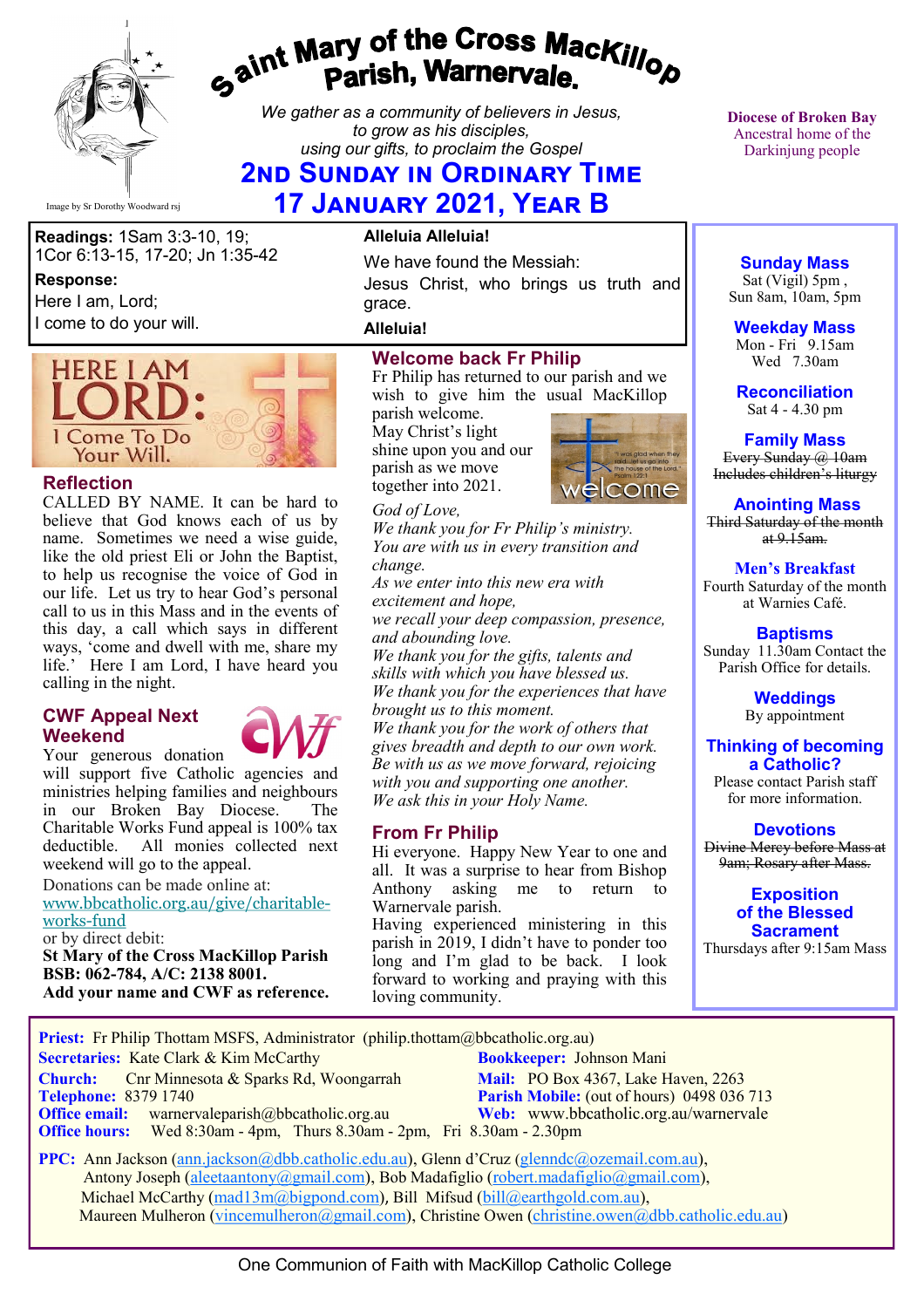# Saint Mary of the Cross MacKillop Parish, Warnervale.

*We gather as a community of believers in Jesus, to grow as his disciples, using our gifts, to proclaim the Gospel*

## 2nd Sunday in Ordinary Time
## 17 January 2021, Year B

Image by Sr Dorothy Woodward rsj

**Diocese of Broken Bay**
Ancestral home of the Darkinjung people

**Readings:** 1Sam 3:3-10, 19; 1Cor 6:13-15, 17-20; Jn 1:35-42

**Response:**
Here I am, Lord;
I come to do your will.

**Alleluia Alleluia!**
We have found the Messiah:
Jesus Christ, who brings us truth and grace.
**Alleluia!**

HERE I AM LORD: I Come To Do Your Will.

### Reflection

CALLED BY NAME. It can be hard to believe that God knows each of us by name. Sometimes we need a wise guide, like the old priest Eli or John the Baptist, to help us recognise the voice of God in our life. Let us try to hear God's personal call to us in this Mass and in the events of this day, a call which says in different ways, 'come and dwell with me, share my life.' Here I am Lord, I have heard you calling in the night.

### CWF Appeal Next Weekend

Your generous donation will support five Catholic agencies and ministries helping families and neighbours in our Broken Bay Diocese. The Charitable Works Fund appeal is 100% tax deductible. All monies collected next weekend will go to the appeal.

Donations can be made online at:
www.bbcatholic.org.au/give/charitable-works-fund

or by direct debit:
**St Mary of the Cross MacKillop Parish**
**BSB: 062-784, A/C: 2138 8001.**
**Add your name and CWF as reference.**

### Welcome back Fr Philip

Fr Philip has returned to our parish and we wish to give him the usual MacKillop parish welcome.
May Christ's light shine upon you and our parish as we move together into 2021.

*God of Love,*
*We thank you for Fr Philip's ministry.*
*You are with us in every transition and change.*
*As we enter into this new era with excitement and hope,*
*we recall your deep compassion, presence, and abounding love.*
*We thank you for the gifts, talents and skills with which you have blessed us.*
*We thank you for the experiences that have brought us to this moment.*
*We thank you for the work of others that gives breadth and depth to our own work.*
*Be with us as we move forward, rejoicing with you and supporting one another.*
*We ask this in your Holy Name.*

### From Fr Philip

Hi everyone. Happy New Year to one and all. It was a surprise to hear from Bishop Anthony asking me to return to Warnervale parish.
Having experienced ministering in this parish in 2019, I didn't have to ponder too long and I'm glad to be back. I look forward to working and praying with this loving community.

**Sunday Mass**
Sat (Vigil) 5pm ,
Sun 8am, 10am, 5pm

**Weekday Mass**
Mon - Fri 9.15am
Wed 7.30am

**Reconciliation**
Sat 4 - 4.30 pm

**Family Mass**
~~Every Sunday @ 10am Includes children's liturgy~~

**Anointing Mass**
~~Third Saturday of the month at 9.15am.~~

**Men's Breakfast**
Fourth Saturday of the month at Warnies Café.

**Baptisms**
Sunday 11.30am Contact the Parish Office for details.

**Weddings**
By appointment

**Thinking of becoming a Catholic?**
Please contact Parish staff for more information.

**Devotions**
~~Divine Mercy before Mass at 9am; Rosary after Mass.~~

**Exposition of the Blessed Sacrament**
Thursdays after 9:15am Mass

---

**Priest:** Fr Philip Thottam MSFS, Administrator (philip.thottam@bbcatholic.org.au)
**Secretaries:** Kate Clark & Kim McCarthy
**Bookkeeper:** Johnson Mani
**Church:** Cnr Minnesota & Sparks Rd, Woongarrah
**Mail:** PO Box 4367, Lake Haven, 2263
**Telephone:** 8379 1740
**Parish Mobile:** (out of hours) 0498 036 713
**Office email:** warnervaleparish@bbcatholic.org.au
**Web:** www.bbcatholic.org.au/warnervale
**Office hours:** Wed 8:30am - 4pm, Thurs 8.30am - 2pm, Fri 8.30am - 2.30pm

**PPC:** Ann Jackson (ann.jackson@dbb.catholic.edu.au), Glenn d'Cruz (glenndc@ozemail.com.au), Antony Joseph (aleetaantony@gmail.com), Bob Madafiglio (robert.madafiglio@gmail.com), Michael McCarthy (mad13m@bigpond.com), Bill Mifsud (bill@earthgold.com.au), Maureen Mulheron (vincemulheron@gmail.com), Christine Owen (christine.owen@dbb.catholic.edu.au)

One Communion of Faith with MacKillop Catholic College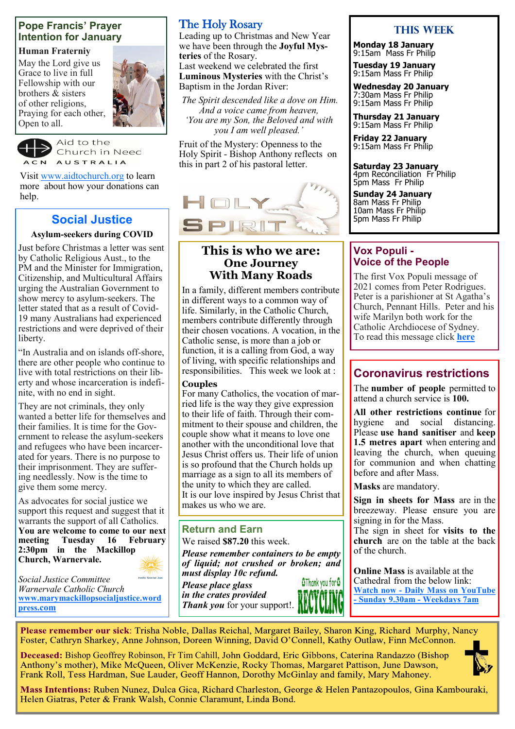## Pope Francis' Prayer Intention for January

**Human Fraterniy**

May the Lord give us Grace to live in full Fellowship with our brothers & sisters of other religions, Praying for each other, Open to all.

Aid to the Church in Need
ACN AUSTRALIA

Visit www.aidtochurch.org to learn more about how your donations can help.

## Social Justice

**Asylum-seekers during COVID**

Just before Christmas a letter was sent by Catholic Religious Aust., to the PM and the Minister for Immigration, Citizenship, and Multicultural Affairs urging the Australian Government to show mercy to asylum-seekers. The letter stated that as a result of Covid-19 many Australians had experienced restrictions and were deprived of their liberty.

"In Australia and on islands off-shore, there are other people who continue to live with total restrictions on their liberty and whose incarceration is indefinite, with no end in sight.

They are not criminals, they only wanted a better life for themselves and their families. It is time for the Government to release the asylum-seekers and refugees who have been incarcerated for years. There is no purpose to their imprisonment. They are suffering needlessly. Now is the time to give them some mercy.

As advocates for social justice we support this request and suggest that it warrants the support of all Catholics. **You are welcome to come to our next meeting Tuesday 16 February 2:30pm in the Mackillop Church, Warnervale.**

*Social Justice Committee*
*Warnervale Catholic Church*
**www.marymackillopsocialjustice.wordpress.com**

## The Holy Rosary

Leading up to Christmas and New Year we have been through the **Joyful Mysteries** of the Rosary.
Last weekend we celebrated the first **Luminous Mysteries** with the Christ's Baptism in the Jordan River:

*The Spirit descended like a dove on Him.*
*And a voice came from heaven,*
*'You are my Son, the Beloved and with you I am well pleased.'*

Fruit of the Mystery: Openness to the Holy Spirit - Bishop Anthony reflects on this in part 2 of his pastoral letter.

HOLY SPIRIT

## This is who we are: One Journey With Many Roads

In a family, different members contribute in different ways to a common way of life. Similarly, in the Catholic Church, members contribute differently through their chosen vocations. A vocation, in the Catholic sense, is more than a job or function, it is a calling from God, a way of living, with specific relationships and responsibilities. This week we look at :

**Couples**

For many Catholics, the vocation of married life is the way they give expression to their life of faith. Through their commitment to their spouse and children, the couple show what it means to love one another with the unconditional love that Jesus Christ offers us. Their life of union is so profound that the Church holds up marriage as a sign to all its members of the unity to which they are called.
It is our love inspired by Jesus Christ that makes us who we are.

## Return and Earn

We raised **$87.20** this week.

***Please remember containers to be empty of liquid; not crushed or broken; and must display 10c refund.***

***Please place glass in the crates provided***
***Thank you*** for your support!.

## THIS WEEK

**Monday 18 January**
9:15am Mass Fr Philip

**Tuesday 19 January**
9:15am Mass Fr Philip

**Wednesday 20 January**
7:30am Mass Fr Philip
9:15am Mass Fr Philip

**Thursday 21 January**
9:15am Mass Fr Philip

**Friday 22 January**
9:15am Mass Fr Philip

**Saturday 23 January**
4pm Reconciliation Fr Philip
5pm Mass Fr Philip

**Sunday 24 January**
8am Mass Fr Philip
10am Mass Fr Philip
5pm Mass Fr Philip

## Vox Populi - Voice of the People

The first Vox Populi message of 2021 comes from Peter Rodrigues. Peter is a parishioner at St Agatha's Church, Pennant Hills. Peter and his wife Marilyn both work for the Catholic Archdiocese of Sydney.
To read this message click **here**

## Coronavirus restrictions

The **number of people** permitted to attend a church service is **100.**

**All other restrictions continue** for hygiene and social distancing. Please **use hand sanitiser** and **keep 1.5 metres apart** when entering and leaving the church, when queuing for communion and when chatting before and after Mass.

**Masks** are mandatory.

**Sign in sheets for Mass** are in the breezeway. Please ensure you are signing in for the Mass.
The sign in sheet for **visits to the church** are on the table at the back of the church.

**Online Mass** is available at the Cathedral from the below link:
**Watch now - Daily Mass on YouTube - Sunday 9.30am - Weekdays 7am**

**Please remember our sick**: Trisha Noble, Dallas Reichal, Margaret Bailey, Sharon King, Richard Murphy, Nancy Foster, Cathryn Sharkey, Anne Johnson, Doreen Winning, David O'Connell, Kathy Outlaw, Finn McConnon.

**Deceased:** Bishop Geoffrey Robinson, Fr Tim Cahill, John Goddard, Eric Gibbons, Caterina Randazzo (Bishop Anthony's mother), Mike McQueen, Oliver McKenzie, Rocky Thomas, Margaret Pattison, June Dawson, Frank Roll, Tess Hardman, Sue Lauder, Geoff Hannon, Dorothy McGinlay and family, Mary Mahoney.

**Mass Intentions:** Ruben Nunez, Dulca Gica, Richard Charleston, George & Helen Pantazopoulos, Gina Kambouraki, Helen Giatras, Peter & Frank Walsh, Connie Claramunt, Linda Bond.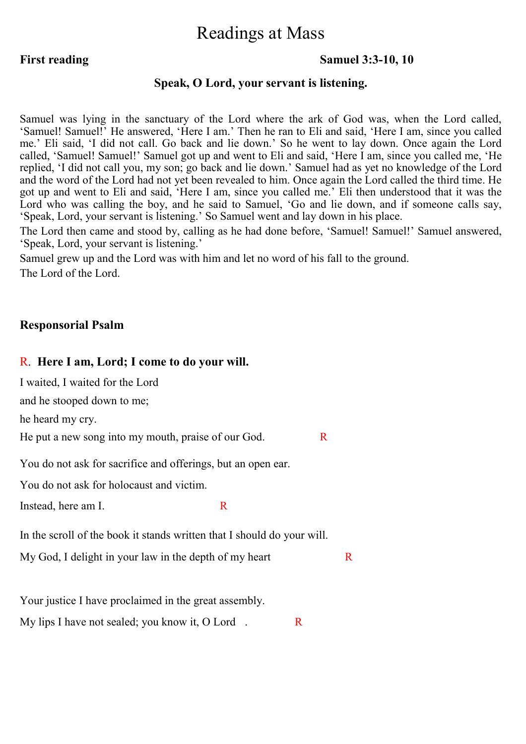# Readings at Mass

**First reading** **Samuel 3:3-10, 10**

**Speak, O Lord, your servant is listening.**

Samuel was lying in the sanctuary of the Lord where the ark of God was, when the Lord called, 'Samuel! Samuel!' He answered, 'Here I am.' Then he ran to Eli and said, 'Here I am, since you called me.' Eli said, 'I did not call. Go back and lie down.' So he went to lay down. Once again the Lord called, 'Samuel! Samuel!' Samuel got up and went to Eli and said, 'Here I am, since you called me, 'He replied, 'I did not call you, my son; go back and lie down.' Samuel had as yet no knowledge of the Lord and the word of the Lord had not yet been revealed to him. Once again the Lord called the third time. He got up and went to Eli and said, 'Here I am, since you called me.' Eli then understood that it was the Lord who was calling the boy, and he said to Samuel, 'Go and lie down, and if someone calls say, 'Speak, Lord, your servant is listening.' So Samuel went and lay down in his place.

The Lord then came and stood by, calling as he had done before, 'Samuel! Samuel!' Samuel answered, 'Speak, Lord, your servant is listening.'

Samuel grew up and the Lord was with him and let no word of his fall to the ground.

The Lord of the Lord.

**Responsorial Psalm**

R. **Here I am, Lord; I come to do your will.**

I waited, I waited for the Lord

and he stooped down to me;

he heard my cry.

He put a new song into my mouth, praise of our God. R

You do not ask for sacrifice and offerings, but an open ear.

You do not ask for holocaust and victim.

Instead, here am I. R

In the scroll of the book it stands written that I should do your will.

My God, I delight in your law in the depth of my heart R

Your justice I have proclaimed in the great assembly.

My lips I have not sealed; you know it, O Lord . R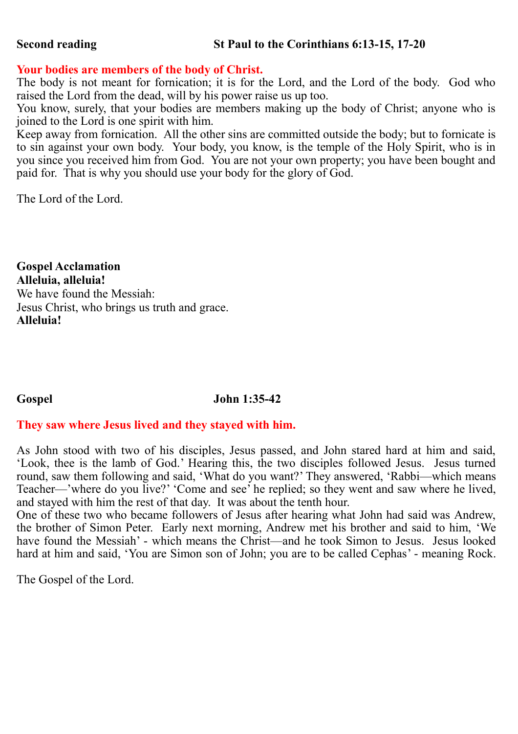**Second reading** **St Paul to the Corinthians 6:13-15, 17-20**

**Your bodies are members of the body of Christ.**

The body is not meant for fornication; it is for the Lord, and the Lord of the body. God who raised the Lord from the dead, will by his power raise us up too.

You know, surely, that your bodies are members making up the body of Christ; anyone who is joined to the Lord is one spirit with him.

Keep away from fornication. All the other sins are committed outside the body; but to fornicate is to sin against your own body. Your body, you know, is the temple of the Holy Spirit, who is in you since you received him from God. You are not your own property; you have been bought and paid for. That is why you should use your body for the glory of God.

The Lord of the Lord.

**Gospel Acclamation**

**Alleluia, alleluia!**

We have found the Messiah:

Jesus Christ, who brings us truth and grace.

**Alleluia!**

**Gospel** **John 1:35-42**

**They saw where Jesus lived and they stayed with him.**

As John stood with two of his disciples, Jesus passed, and John stared hard at him and said, 'Look, thee is the lamb of God.' Hearing this, the two disciples followed Jesus. Jesus turned round, saw them following and said, 'What do you want?' They answered, 'Rabbi—which means Teacher—'where do you live?' 'Come and see' he replied; so they went and saw where he lived, and stayed with him the rest of that day. It was about the tenth hour.

One of these two who became followers of Jesus after hearing what John had said was Andrew, the brother of Simon Peter. Early next morning, Andrew met his brother and said to him, 'We have found the Messiah' - which means the Christ—and he took Simon to Jesus. Jesus looked hard at him and said, 'You are Simon son of John; you are to be called Cephas' - meaning Rock.

The Gospel of the Lord.